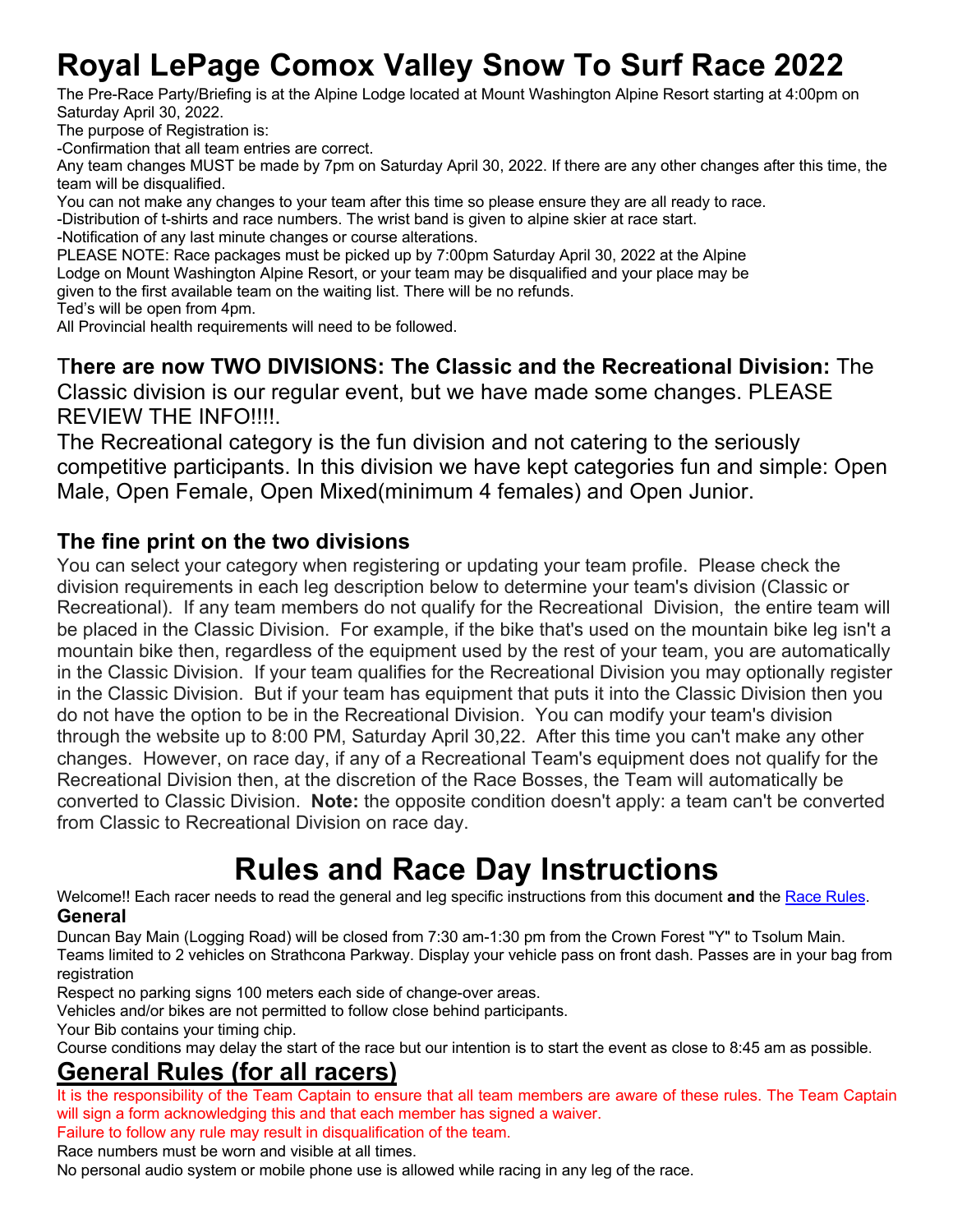# Royal LePage Comox Valley Snow To Surf Race 2022

The Pre-Race Party/Briefing is at the Alpine Lodge located at Mount Washington Alpine Resort starting at 4:00pm on Saturday April 30, 2022.

The purpose of Registration is:

-Confirmation that all team entries are correct.

Any team changes MUST be made by 7pm on Saturday April 30, 2022. If there are any other changes after this time, the team will be disqualified.

You can not make any changes to your team after this time so please ensure they are all ready to race.

-Distribution of t-shirts and race numbers. The wrist band is given to alpine skier at race start.

-Notification of any last minute changes or course alterations.

PLEASE NOTE: Race packages must be picked up by 7:00pm Saturday April 30, 2022 at the Alpine Lodge on Mount Washington Alpine Resort, or your team may be disqualified and your place may be given to the first available team on the waiting list. There will be no refunds.

Ted's will be open from 4pm.

All Provincial health requirements will need to be followed.

**There are now TWO DIVISIONS: The Classic and the Recreational Division:** The Classic division is our regular event, but we have made some changes. PLEASE REVIEW THE INFO!!!!.

The Recreational category is the fun division and not catering to the seriously competitive participants. In this division we have kept categories fun and simple: Open Male, Open Female, Open Mixed(minimum 4 females) and Open Junior.

### The fine print on the two divisions

You can select your category when registering or updating your team profile. Please check the division requirements in each leg description below to determine your team's division (Classic or Recreational). If any team members do not qualify for the Recreational Division, the entire team will be placed in the Classic Division. For example, if the bike that's used on the mountain bike leg isn't a mountain bike then, regardless of the equipment used by the rest of your team, you are automatically in the Classic Division. If your team qualifies for the Recreational Division you may optionally register in the Classic Division. But if your team has equipment that puts it into the Classic Division then you do not have the option to be in the Recreational Division. You can modify your team's division through the website up to 8:00 PM, Saturday April 30,22. After this time you can't make any other changes. However, on race day, if any of a Recreational Team's equipment does not qualify for the Recreational Division then, at the discretion of the Race Bosses, the Team will automatically be converted to Classic Division. **Note:** the opposite condition doesn't apply: a team can't be converted from Classic to Recreational Division on race day.

# Rules and Race Day Instructions

Welcome!! Each racer needs to read the general and leg specific instructions from this document **and** the Race Rules.

### General

Duncan Bay Main (Logging Road) will be closed from 7:30 am-1:30 pm from the Crown Forest "Y" to Tsolum Main.

Teams limited to 2 vehicles on Strathcona Parkway. Display your vehicle pass on front dash. Passes are in your bag from registration

Respect no parking signs 100 meters each side of change-over areas.

Vehicles and/or bikes are not permitted to follow close behind participants.

Your Bib contains your timing chip.

Course conditions may delay the start of the race but our intention is to start the event as close to 8:45 am as possible.

## General Rules (for all racers)

It is the responsibility of the Team Captain to ensure that all team members are aware of these rules. The Team Captain will sign a form acknowledging this and that each member has signed a waiver.

Failure to follow any rule may result in disqualification of the team.

Race numbers must be worn and visible at all times.

No personal audio system or mobile phone use is allowed while racing in any leg of the race.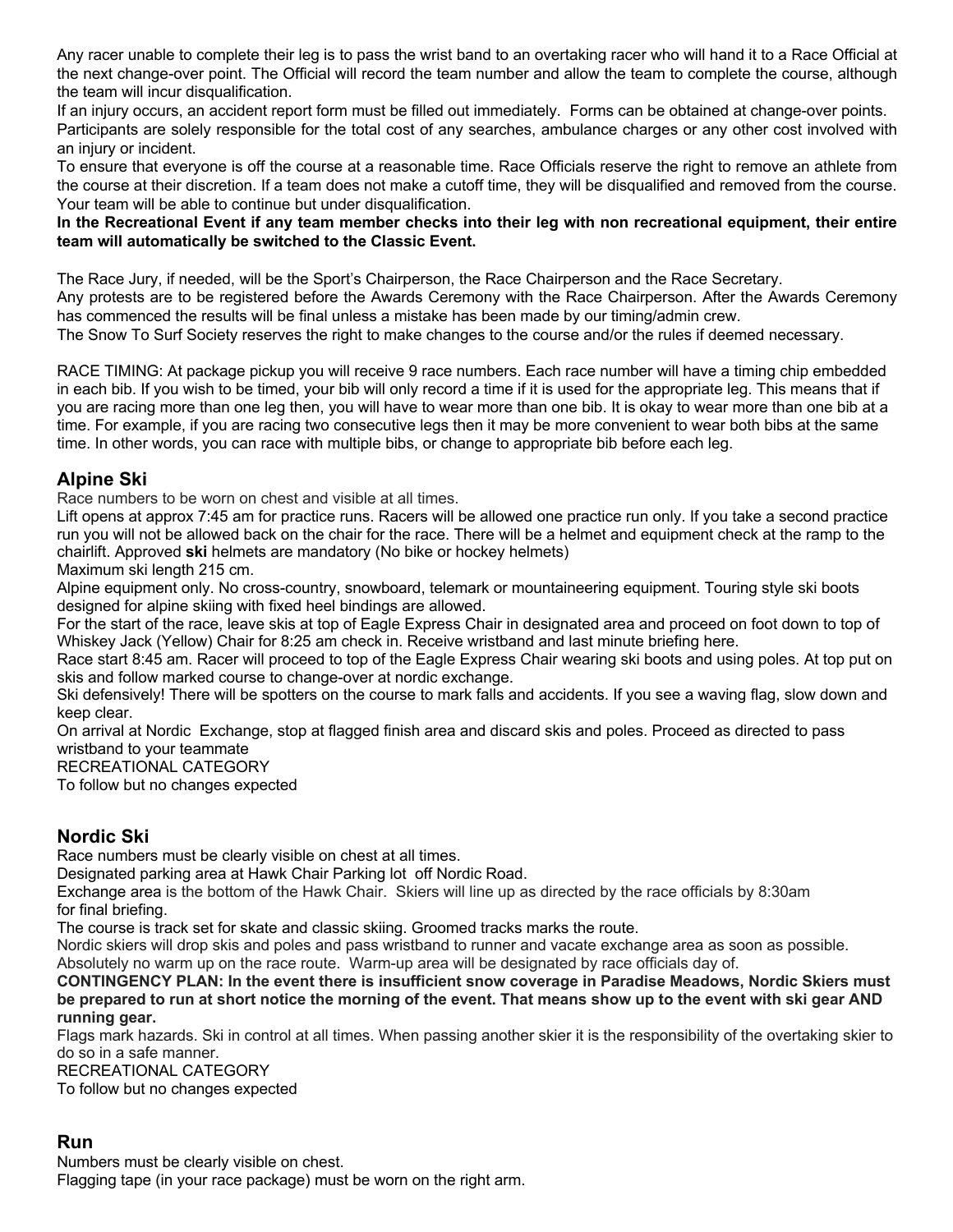Any racer unable to complete their leg is to pass the wrist band to an overtaking racer who will hand it to a Race Official at the next change-over point. The Official will record the team number and allow the team to complete the course, although the team will incur disqualification.

If an injury occurs, an accident report form must be filled out immediately. Forms can be obtained at change-over points.

Participants are solely responsible for the total cost of any searches, ambulance charges or any other cost involved with an injury or incident.

To ensure that everyone is off the course at a reasonable time. Race Officials reserve the right to remove an athlete from the course at their discretion. If a team does not make a cutoff time, they will be disqualified and removed from the course. Your team will be able to continue but under disqualification.

**In the Recreational Event if any team member checks into their leg with non recreational equipment, their entire team will automatically be switched to the Classic Event.**

The Race Jury, if needed, will be the Sport's Chairperson, the Race Chairperson and the Race Secretary.

Any protests are to be registered before the Awards Ceremony with the Race Chairperson. After the Awards Ceremony has commenced the results will be final unless a mistake has been made by our timing/admin crew.

The Snow To Surf Society reserves the right to make changes to the course and/or the rules if deemed necessary.

RACE TIMING: At package pickup you will receive 9 race numbers. Each race number will have a timing chip embedded in each bib. If you wish to be timed, your bib will only record a time if it is used for the appropriate leg. This means that if you are racing more than one leg then, you will have to wear more than one bib. It is okay to wear more than one bib at a time. For example, if you are racing two consecutive legs then it may be more convenient to wear both bibs at the same time. In other words, you can race with multiple bibs, or change to appropriate bib before each leg.

## Alpine Ski

Race numbers to be worn on chest and visible at all times.

Lift opens at approx 7:45 am for practice runs. Racers will be allowed one practice run only. If you take a second practice run you will not be allowed back on the chair for the race. There will be a helmet and equipment check at the ramp to the chairlift. Approved **ski** helmets are mandatory (No bike or hockey helmets)

Maximum ski length 215 cm.

Alpine equipment only. No cross-country, snowboard, telemark or mountaineering equipment. Touring style ski boots designed for alpine skiing with fixed heel bindings are allowed.

For the start of the race, leave skis at top of Eagle Express Chair in designated area and proceed on foot down to top of Whiskey Jack (Yellow) Chair for 8:25 am check in. Receive wristband and last minute briefing here.

Race start 8:45 am. Racer will proceed to top of the Eagle Express Chair wearing ski boots and using poles. At top put on skis and follow marked course to change-over at nordic exchange.

Ski defensively! There will be spotters on the course to mark falls and accidents. If you see a waving flag, slow down and keep clear.

On arrival at Nordic Exchange, stop at flagged finish area and discard skis and poles. Proceed as directed to pass wristband to your teammate

RECREATIONAL CATEGORY

To follow but no changes expected

## Nordic Ski

Race numbers must be clearly visible on chest at all times.

Designated parking area at Hawk Chair Parking lot off Nordic Road.

Exchange area is the bottom of the Hawk Chair. Skiers will line up as directed by the race officials by 8:30am for final briefing.

The course is track set for skate and classic skiing. Groomed tracks marks the route.

Nordic skiers will drop skis and poles and pass wristband to runner and vacate exchange area as soon as possible.

Absolutely no warm up on the race route. Warm-up area will be designated by race officials day of.

**CONTINGENCY PLAN: In the event there is insufficient snow coverage in Paradise Meadows, Nordic Skiers must be prepared to run at short notice the morning of the event. That means show up to the event with ski gear AND running gear.**

Flags mark hazards. Ski in control at all times. When passing another skier it is the responsibility of the overtaking skier to do so in a safe manner.

RECREATIONAL CATEGORY

To follow but no changes expected

## Run

Numbers must be clearly visible on chest.

Flagging tape (in your race package) must be worn on the right arm.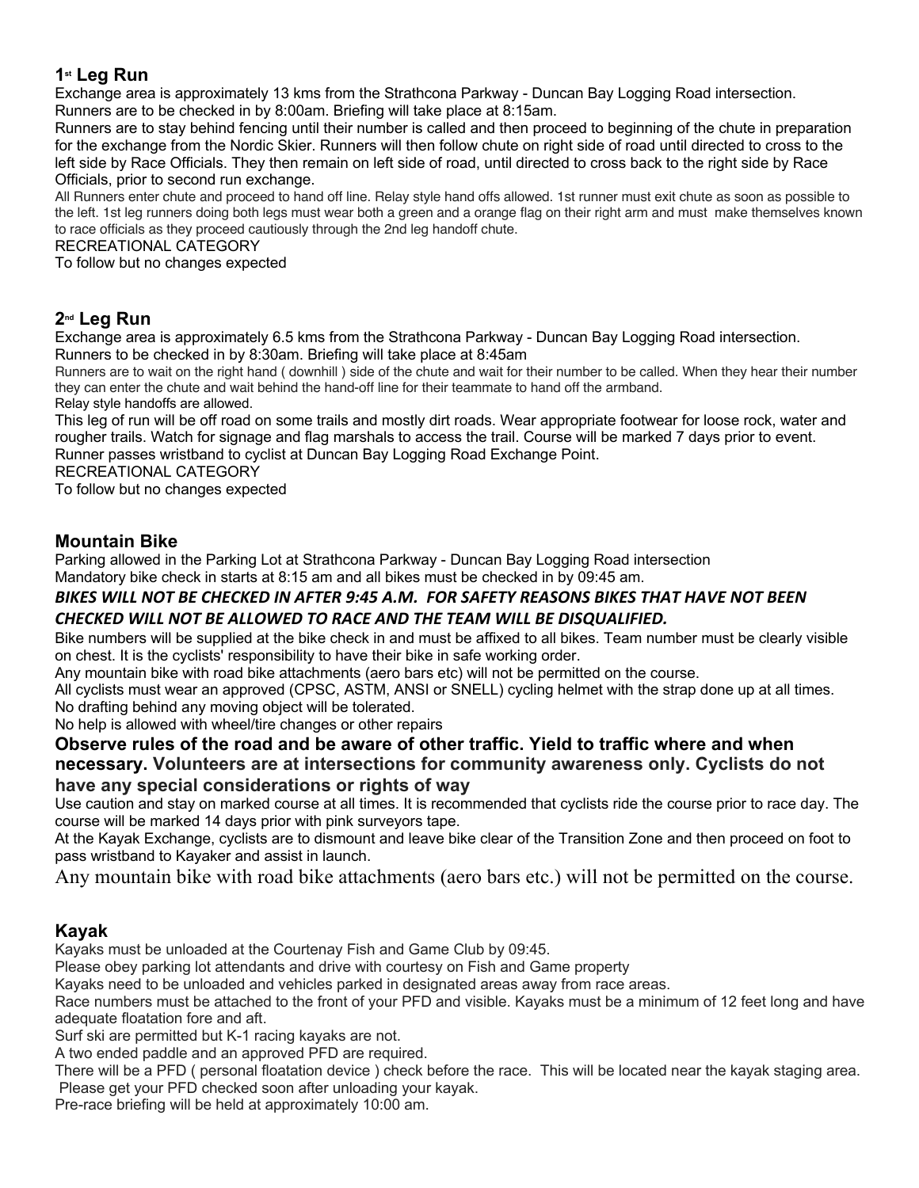## 1st Leg Run

Exchange area is approximately 13 kms from the Strathcona Parkway - Duncan Bay Logging Road intersection.
Runners are to be checked in by 8:00am. Briefing will take place at 8:15am.

Runners are to stay behind fencing until their number is called and then proceed to beginning of the chute in preparation for the exchange from the Nordic Skier. Runners will then follow chute on right side of road until directed to cross to the left side by Race Officials. They then remain on left side of road, until directed to cross back to the right side by Race Officials, prior to second run exchange.

All Runners enter chute and proceed to hand off line. Relay style hand offs allowed. 1st runner must exit chute as soon as possible to the left. 1st leg runners doing both legs must wear both a green and a orange flag on their right arm and must make themselves known to race officials as they proceed cautiously through the 2nd leg handoff chute.

RECREATIONAL CATEGORY
To follow but no changes expected

## 2nd Leg Run

Exchange area is approximately 6.5 kms from the Strathcona Parkway - Duncan Bay Logging Road intersection.
Runners to be checked in by 8:30am. Briefing will take place at 8:45am

Runners are to wait on the right hand ( downhill ) side of the chute and wait for their number to be called. When they hear their number they can enter the chute and wait behind the hand-off line for their teammate to hand off the armband.
Relay style handoffs are allowed.

This leg of run will be off road on some trails and mostly dirt roads. Wear appropriate footwear for loose rock, water and rougher trails. Watch for signage and flag marshals to access the trail. Course will be marked 7 days prior to event. Runner passes wristband to cyclist at Duncan Bay Logging Road Exchange Point.

RECREATIONAL CATEGORY
To follow but no changes expected

## Mountain Bike

Parking allowed in the Parking Lot at Strathcona Parkway - Duncan Bay Logging Road intersection
Mandatory bike check in starts at 8:15 am and all bikes must be checked in by 09:45 am.

***BIKES WILL NOT BE CHECKED IN AFTER 9:45 A.M. FOR SAFETY REASONS BIKES THAT HAVE NOT BEEN CHECKED WILL NOT BE ALLOWED TO RACE AND THE TEAM WILL BE DISQUALIFIED.***

Bike numbers will be supplied at the bike check in and must be affixed to all bikes. Team number must be clearly visible on chest. It is the cyclists' responsibility to have their bike in safe working order.
Any mountain bike with road bike attachments (aero bars etc) will not be permitted on the course.
All cyclists must wear an approved (CPSC, ASTM, ANSI or SNELL) cycling helmet with the strap done up at all times.
No drafting behind any moving object will be tolerated.
No help is allowed with wheel/tire changes or other repairs

**Observe rules of the road and be aware of other traffic. Yield to traffic where and when necessary. Volunteers are at intersections for community awareness only. Cyclists do not have any special considerations or rights of way**

Use caution and stay on marked course at all times. It is recommended that cyclists ride the course prior to race day. The course will be marked 14 days prior with pink surveyors tape.
At the Kayak Exchange, cyclists are to dismount and leave bike clear of the Transition Zone and then proceed on foot to pass wristband to Kayaker and assist in launch.

Any mountain bike with road bike attachments (aero bars etc.) will not be permitted on the course.

## Kayak

Kayaks must be unloaded at the Courtenay Fish and Game Club by 09:45.
Please obey parking lot attendants and drive with courtesy on Fish and Game property
Kayaks need to be unloaded and vehicles parked in designated areas away from race areas.
Race numbers must be attached to the front of your PFD and visible. Kayaks must be a minimum of 12 feet long and have adequate floatation fore and aft.
Surf ski are permitted but K-1 racing kayaks are not.
A two ended paddle and an approved PFD are required.
There will be a PFD ( personal floatation device ) check before the race. This will be located near the kayak staging area. Please get your PFD checked soon after unloading your kayak.
Pre-race briefing will be held at approximately 10:00 am.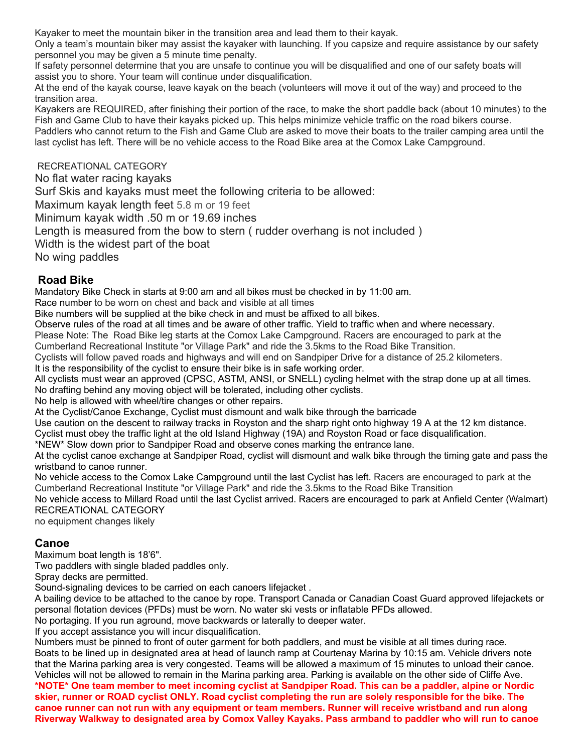Kayaker to meet the mountain biker in the transition area and lead them to their kayak.

Only a team's mountain biker may assist the kayaker with launching. If you capsize and require assistance by our safety personnel you may be given a 5 minute time penalty.

If safety personnel determine that you are unsafe to continue you will be disqualified and one of our safety boats will assist you to shore. Your team will continue under disqualification.

At the end of the kayak course, leave kayak on the beach (volunteers will move it out of the way) and proceed to the transition area.

Kayakers are REQUIRED, after finishing their portion of the race, to make the short paddle back (about 10 minutes) to the Fish and Game Club to have their kayaks picked up. This helps minimize vehicle traffic on the road bikers course.

Paddlers who cannot return to the Fish and Game Club are asked to move their boats to the trailer camping area until the last cyclist has left. There will be no vehicle access to the Road Bike area at the Comox Lake Campground.

RECREATIONAL CATEGORY

No flat water racing kayaks

Surf Skis and kayaks must meet the following criteria to be allowed:

Maximum kayak length feet 5.8 m or 19 feet

Minimum kayak width .50 m or 19.69 inches

Length is measured from the bow to stern ( rudder overhang is not included )

Width is the widest part of the boat

No wing paddles

## Road Bike

Mandatory Bike Check in starts at 9:00 am and all bikes must be checked in by 11:00 am.

Race number to be worn on chest and back and visible at all times

Bike numbers will be supplied at the bike check in and must be affixed to all bikes.

Observe rules of the road at all times and be aware of other traffic. Yield to traffic when and where necessary.

Please Note: The Road Bike leg starts at the Comox Lake Campground. Racers are encouraged to park at the Cumberland Recreational Institute "or Village Park" and ride the 3.5kms to the Road Bike Transition.

Cyclists will follow paved roads and highways and will end on Sandpiper Drive for a distance of 25.2 kilometers.

It is the responsibility of the cyclist to ensure their bike is in safe working order.

All cyclists must wear an approved (CPSC, ASTM, ANSI, or SNELL) cycling helmet with the strap done up at all times.

No drafting behind any moving object will be tolerated, including other cyclists.

No help is allowed with wheel/tire changes or other repairs.

At the Cyclist/Canoe Exchange, Cyclist must dismount and walk bike through the barricade

Use caution on the descent to railway tracks in Royston and the sharp right onto highway 19 A at the 12 km distance.

Cyclist must obey the traffic light at the old Island Highway (19A) and Royston Road or face disqualification.

*NEW* Slow down prior to Sandpiper Road and observe cones marking the entrance lane.

At the cyclist canoe exchange at Sandpiper Road, cyclist will dismount and walk bike through the timing gate and pass the wristband to canoe runner.

No vehicle access to the Comox Lake Campground until the last Cyclist has left. Racers are encouraged to park at the Cumberland Recreational Institute "or Village Park" and ride the 3.5kms to the Road Bike Transition

No vehicle access to Millard Road until the last Cyclist arrived. Racers are encouraged to park at Anfield Center (Walmart)

RECREATIONAL CATEGORY

no equipment changes likely

## Canoe

Maximum boat length is 18'6".

Two paddlers with single bladed paddles only.

Spray decks are permitted.

Sound-signaling devices to be carried on each canoers lifejacket .

A bailing device to be attached to the canoe by rope. Transport Canada or Canadian Coast Guard approved lifejackets or personal flotation devices (PFDs) must be worn. No water ski vests or inflatable PFDs allowed.

No portaging. If you run aground, move backwards or laterally to deeper water.

If you accept assistance you will incur disqualification.

Numbers must be pinned to front of outer garment for both paddlers, and must be visible at all times during race.

Boats to be lined up in designated area at head of launch ramp at Courtenay Marina by 10:15 am. Vehicle drivers note that the Marina parking area is very congested. Teams will be allowed a maximum of 15 minutes to unload their canoe. Vehicles will not be allowed to remain in the Marina parking area. Parking is available on the other side of Cliffe Ave.

**\*NOTE\* One team member to meet incoming cyclist at Sandpiper Road. This can be a paddler, alpine or Nordic skier, runner or ROAD cyclist ONLY. Road cyclist completing the run are solely responsible for the bike. The canoe runner can not run with any equipment or team members. Runner will receive wristband and run along Riverway Walkway to designated area by Comox Valley Kayaks. Pass armband to paddler who will run to canoe**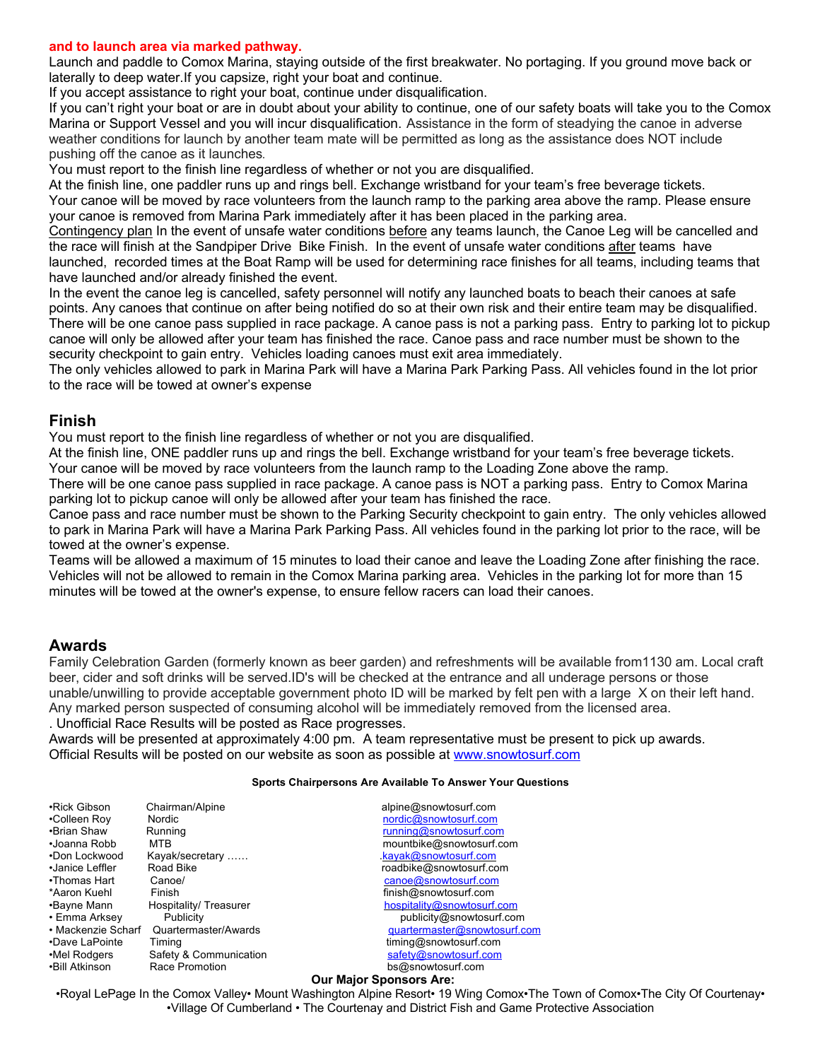**and to launch area via marked pathway.**

Launch and paddle to Comox Marina, staying outside of the first breakwater. No portaging. If you ground move back or laterally to deep water.If you capsize, right your boat and continue.

If you accept assistance to right your boat, continue under disqualification.

If you can't right your boat or are in doubt about your ability to continue, one of our safety boats will take you to the Comox Marina or Support Vessel and you will incur disqualification. Assistance in the form of steadying the canoe in adverse weather conditions for launch by another team mate will be permitted as long as the assistance does NOT include pushing off the canoe as it launches.

You must report to the finish line regardless of whether or not you are disqualified.

At the finish line, one paddler runs up and rings bell. Exchange wristband for your team's free beverage tickets.

Your canoe will be moved by race volunteers from the launch ramp to the parking area above the ramp. Please ensure your canoe is removed from Marina Park immediately after it has been placed in the parking area.

Contingency plan In the event of unsafe water conditions before any teams launch, the Canoe Leg will be cancelled and the race will finish at the Sandpiper Drive Bike Finish. In the event of unsafe water conditions after teams have launched, recorded times at the Boat Ramp will be used for determining race finishes for all teams, including teams that have launched and/or already finished the event.

In the event the canoe leg is cancelled, safety personnel will notify any launched boats to beach their canoes at safe points. Any canoes that continue on after being notified do so at their own risk and their entire team may be disqualified.

There will be one canoe pass supplied in race package. A canoe pass is not a parking pass. Entry to parking lot to pickup canoe will only be allowed after your team has finished the race. Canoe pass and race number must be shown to the security checkpoint to gain entry. Vehicles loading canoes must exit area immediately.

The only vehicles allowed to park in Marina Park will have a Marina Park Parking Pass. All vehicles found in the lot prior to the race will be towed at owner's expense

## Finish

You must report to the finish line regardless of whether or not you are disqualified.

At the finish line, ONE paddler runs up and rings the bell. Exchange wristband for your team's free beverage tickets.

Your canoe will be moved by race volunteers from the launch ramp to the Loading Zone above the ramp.

There will be one canoe pass supplied in race package. A canoe pass is NOT a parking pass. Entry to Comox Marina parking lot to pickup canoe will only be allowed after your team has finished the race.

Canoe pass and race number must be shown to the Parking Security checkpoint to gain entry. The only vehicles allowed to park in Marina Park will have a Marina Park Parking Pass. All vehicles found in the parking lot prior to the race, will be towed at the owner's expense.

Teams will be allowed a maximum of 15 minutes to load their canoe and leave the Loading Zone after finishing the race. Vehicles will not be allowed to remain in the Comox Marina parking area. Vehicles in the parking lot for more than 15 minutes will be towed at the owner's expense, to ensure fellow racers can load their canoes.

## Awards

Family Celebration Garden (formerly known as beer garden) and refreshments will be available from1130 am. Local craft beer, cider and soft drinks will be served.ID's will be checked at the entrance and all underage persons or those unable/unwilling to provide acceptable government photo ID will be marked by felt pen with a large X on their left hand. Any marked person suspected of consuming alcohol will be immediately removed from the licensed area.

. Unofficial Race Results will be posted as Race progresses.

Awards will be presented at approximately 4:00 pm. A team representative must be present to pick up awards.

Official Results will be posted on our website as soon as possible at www.snowtosurf.com

**Sports Chairpersons Are Available To Answer Your Questions**

| | | |
|---|---|---|
| •Rick Gibson | Chairman/Alpine | alpine@snowtosurf.com |
| •Colleen Roy | Nordic | nordic@snowtosurf.com |
| •Brian Shaw | Running | running@snowtosurf.com |
| •Joanna Robb | MTB | mountbike@snowtosurf.com |
| •Don Lockwood | Kayak/secretary …… | .kayak@snowtosurf.com |
| •Janice Leffler | Road Bike | roadbike@snowtosurf.com |
| •Thomas Hart | Canoe/ | canoe@snowtosurf.com |
| *Aaron Kuehl | Finish | finish@snowtosurf.com |
| •Bayne Mann | Hospitality/ Treasurer | hospitality@snowtosurf.com |
| • Emma Arksey | Publicity | publicity@snowtosurf.com |
| • Mackenzie Scharf | Quartermaster/Awards | quartermaster@snowtosurf.com |
| •Dave LaPointe | Timing | timing@snowtosurf.com |
| •Mel Rodgers | Safety & Communication | safety@snowtosurf.com |
| •Bill Atkinson | Race Promotion | bs@snowtosurf.com |

**Our Major Sponsors Are:**

•Royal LePage In the Comox Valley• Mount Washington Alpine Resort• 19 Wing Comox•The Town of Comox•The City Of Courtenay• •Village Of Cumberland • The Courtenay and District Fish and Game Protective Association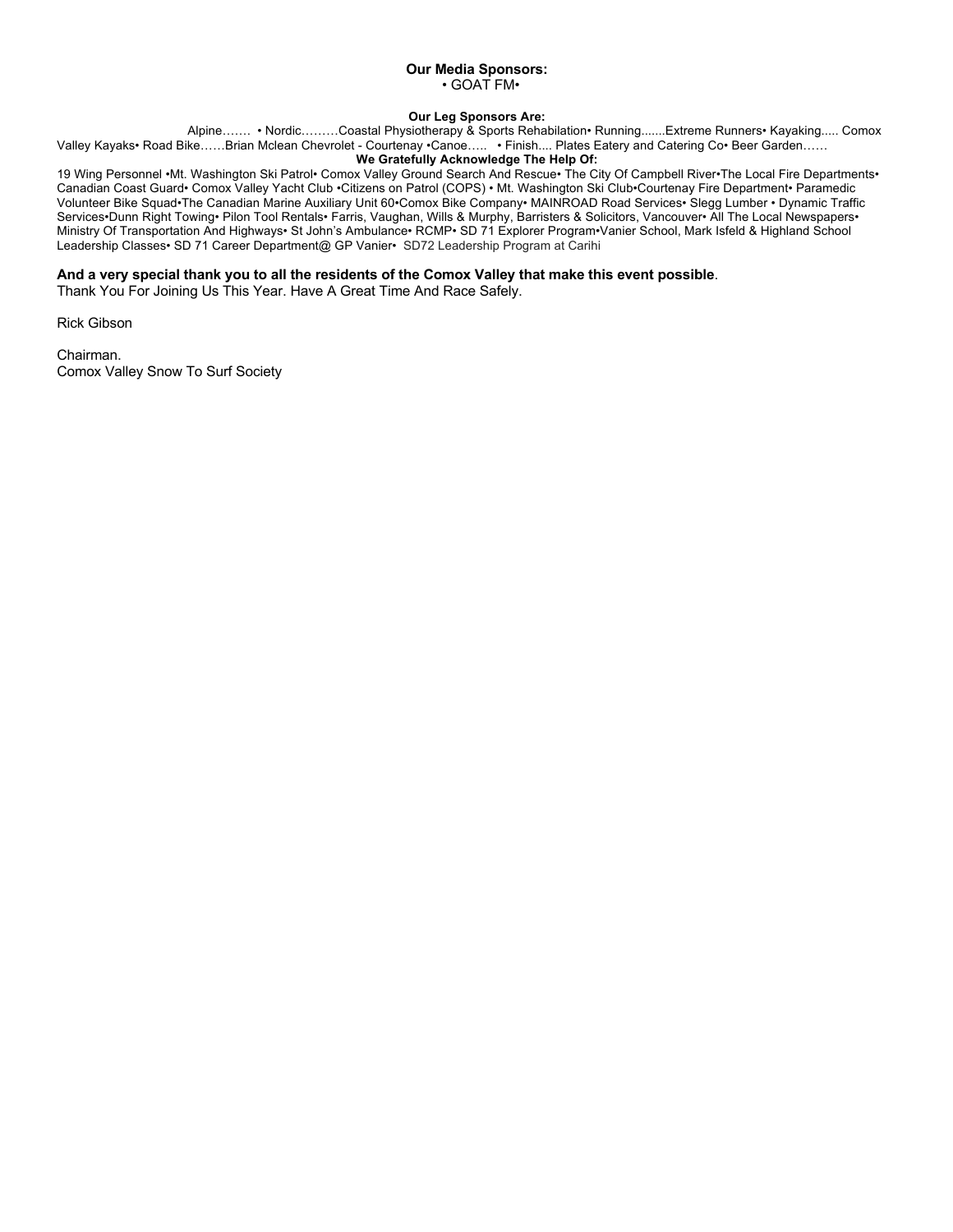**Our Media Sponsors:**
• GOAT FM•

**Our Leg Sponsors Are:**

Alpine……. • Nordic………Coastal Physiotherapy & Sports Rehabilation• Running.......Extreme Runners• Kayaking..... Comox Valley Kayaks• Road Bike……Brian Mclean Chevrolet - Courtenay •Canoe….. • Finish.... Plates Eatery and Catering Co• Beer Garden……

**We Gratefully Acknowledge The Help Of:**

19 Wing Personnel •Mt. Washington Ski Patrol• Comox Valley Ground Search And Rescue• The City Of Campbell River•The Local Fire Departments• Canadian Coast Guard• Comox Valley Yacht Club •Citizens on Patrol (COPS) • Mt. Washington Ski Club•Courtenay Fire Department• Paramedic Volunteer Bike Squad•The Canadian Marine Auxiliary Unit 60•Comox Bike Company• MAINROAD Road Services• Slegg Lumber • Dynamic Traffic Services•Dunn Right Towing• Pilon Tool Rentals• Farris, Vaughan, Wills & Murphy, Barristers & Solicitors, Vancouver• All The Local Newspapers• Ministry Of Transportation And Highways• St John's Ambulance• RCMP• SD 71 Explorer Program•Vanier School, Mark Isfeld & Highland School Leadership Classes• SD 71 Career Department@ GP Vanier• SD72 Leadership Program at Carihi

**And a very special thank you to all the residents of the Comox Valley that make this event possible**.
Thank You For Joining Us This Year. Have A Great Time And Race Safely.

Rick Gibson

Chairman.
Comox Valley Snow To Surf Society